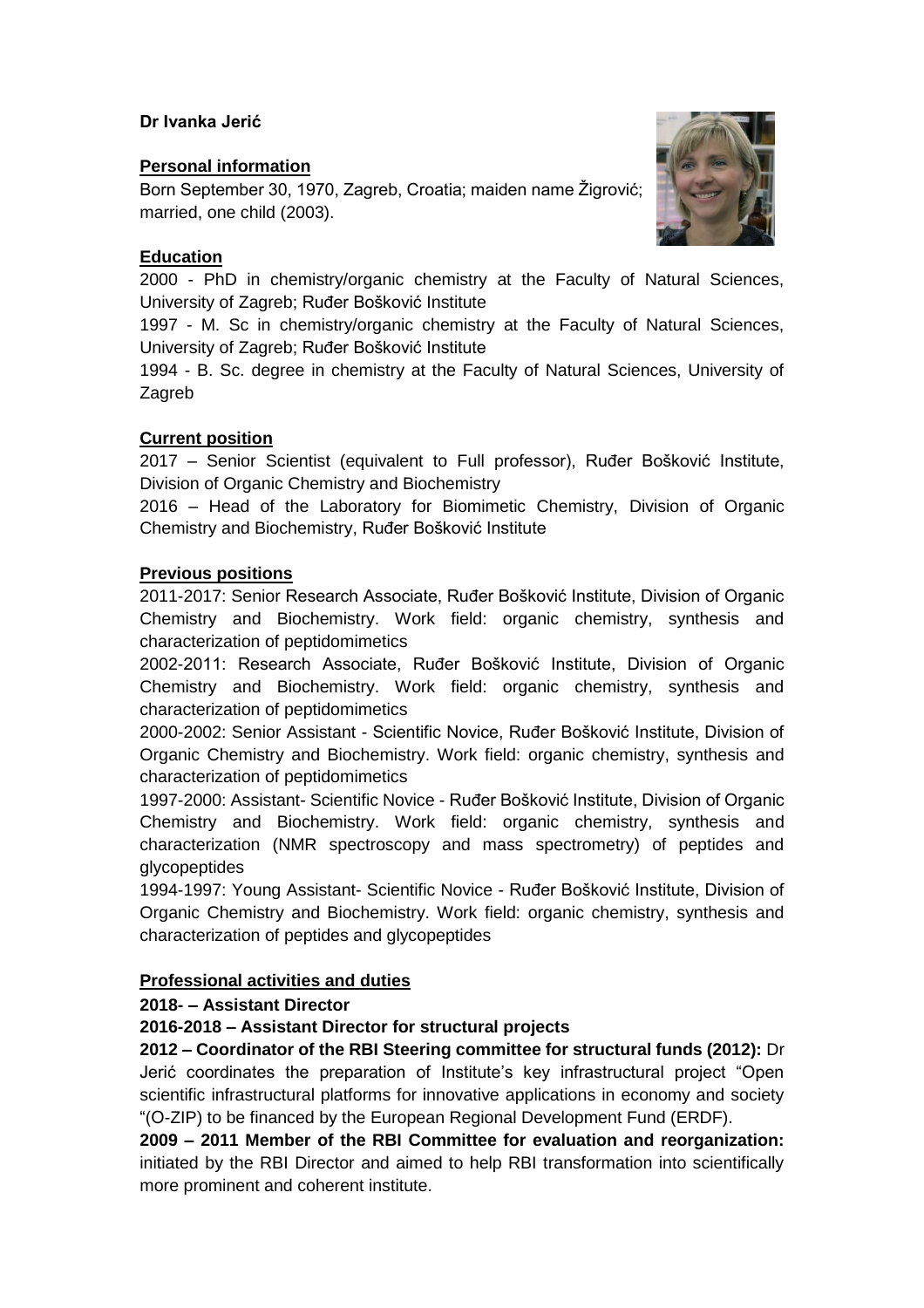**Dr Ivanka Jerić**

## Personal information

Born September 30, 1970, Zagreb, Croatia; maiden name Žigrović; married, one child (2003).

## Education

2000 - PhD in chemistry/organic chemistry at the Faculty of Natural Sciences, University of Zagreb; Ruđer Bošković Institute

1997 - M. Sc in chemistry/organic chemistry at the Faculty of Natural Sciences, University of Zagreb; Ruđer Bošković Institute

1994 - B. Sc. degree in chemistry at the Faculty of Natural Sciences, University of Zagreb

## Current position

2017 – Senior Scientist (equivalent to Full professor), Ruđer Bošković Institute, Division of Organic Chemistry and Biochemistry

2016 – Head of the Laboratory for Biomimetic Chemistry, Division of Organic Chemistry and Biochemistry, Ruđer Bošković Institute

## Previous positions

2011-2017: Senior Research Associate, Ruđer Bošković Institute, Division of Organic Chemistry and Biochemistry. Work field: organic chemistry, synthesis and characterization of peptidomimetics

2002-2011: Research Associate, Ruđer Bošković Institute, Division of Organic Chemistry and Biochemistry. Work field: organic chemistry, synthesis and characterization of peptidomimetics

2000-2002: Senior Assistant - Scientific Novice, Ruđer Bošković Institute, Division of Organic Chemistry and Biochemistry. Work field: organic chemistry, synthesis and characterization of peptidomimetics

1997-2000: Assistant- Scientific Novice - Ruđer Bošković Institute, Division of Organic Chemistry and Biochemistry. Work field: organic chemistry, synthesis and characterization (NMR spectroscopy and mass spectrometry) of peptides and glycopeptides

1994-1997: Young Assistant- Scientific Novice - Ruđer Bošković Institute, Division of Organic Chemistry and Biochemistry. Work field: organic chemistry, synthesis and characterization of peptides and glycopeptides

## Professional activities and duties

**2018- – Assistant Director**

**2016-2018 – Assistant Director for structural projects**

**2012 – Coordinator of the RBI Steering committee for structural funds (2012):** Dr Jerić coordinates the preparation of Institute's key infrastructural project "Open scientific infrastructural platforms for innovative applications in economy and society "(O-ZIP) to be financed by the European Regional Development Fund (ERDF).

**2009 – 2011 Member of the RBI Committee for evaluation and reorganization:** initiated by the RBI Director and aimed to help RBI transformation into scientifically more prominent and coherent institute.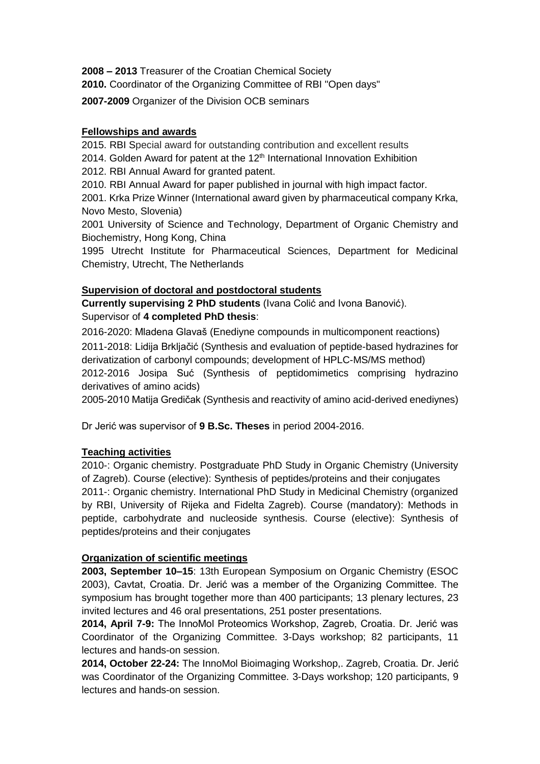**2008 – 2013** Treasurer of the Croatian Chemical Society

**2010.** Coordinator of the Organizing Committee of RBI "Open days"

**2007-2009** Organizer of the Division OCB seminars

## Fellowships and awards

2015. RBI Special award for outstanding contribution and excellent results

2014. Golden Award for patent at the 12th International Innovation Exhibition

2012. RBI Annual Award for granted patent.

2010. RBI Annual Award for paper published in journal with high impact factor.

2001. Krka Prize Winner (International award given by pharmaceutical company Krka, Novo Mesto, Slovenia)

2001 University of Science and Technology, Department of Organic Chemistry and Biochemistry, Hong Kong, China

1995 Utrecht Institute for Pharmaceutical Sciences, Department for Medicinal Chemistry, Utrecht, The Netherlands

## Supervision of doctoral and postdoctoral students

**Currently supervising 2 PhD students** (Ivana Colić and Ivona Banović).

Supervisor of **4 completed PhD thesis**:

2016-2020: Mladena Glavaš (Enediyne compounds in multicomponent reactions)

2011-2018: Lidija Brkljačić (Synthesis and evaluation of peptide-based hydrazines for derivatization of carbonyl compounds; development of HPLC-MS/MS method)

2012-2016 Josipa Suć (Synthesis of peptidomimetics comprising hydrazino derivatives of amino acids)

2005-2010 Matija Gredičak (Synthesis and reactivity of amino acid-derived enediynes)

Dr Jerić was supervisor of **9 B.Sc. Theses** in period 2004-2016.

## Teaching activities

2010-: Organic chemistry. Postgraduate PhD Study in Organic Chemistry (University of Zagreb). Course (elective): Synthesis of peptides/proteins and their conjugates

2011-: Organic chemistry. International PhD Study in Medicinal Chemistry (organized by RBI, University of Rijeka and Fidelta Zagreb). Course (mandatory): Methods in peptide, carbohydrate and nucleoside synthesis. Course (elective): Synthesis of peptides/proteins and their conjugates

## Organization of scientific meetings

**2003, September 10–15**: 13th European Symposium on Organic Chemistry (ESOC 2003), Cavtat, Croatia. Dr. Jerić was a member of the Organizing Committee. The symposium has brought together more than 400 participants; 13 plenary lectures, 23 invited lectures and 46 oral presentations, 251 poster presentations.

**2014, April 7-9:** The InnoMol Proteomics Workshop, Zagreb, Croatia. Dr. Jerić was Coordinator of the Organizing Committee. 3-Days workshop; 82 participants, 11 lectures and hands-on session.

**2014, October 22-24:** The InnoMol Bioimaging Workshop,. Zagreb, Croatia. Dr. Jerić was Coordinator of the Organizing Committee. 3-Days workshop; 120 participants, 9 lectures and hands-on session.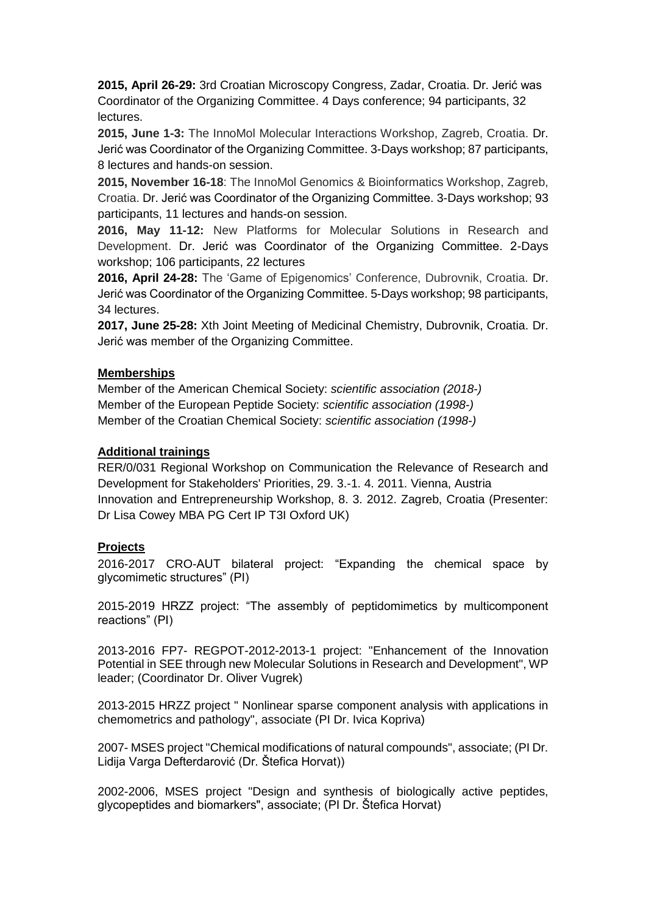**2015, April 26-29:** 3rd Croatian Microscopy Congress, Zadar, Croatia. Dr. Jerić was Coordinator of the Organizing Committee. 4 Days conference; 94 participants, 32 lectures.

**2015, June 1-3:** The InnoMol Molecular Interactions Workshop, Zagreb, Croatia. Dr. Jerić was Coordinator of the Organizing Committee. 3-Days workshop; 87 participants, 8 lectures and hands-on session.

**2015, November 16-18**: The InnoMol Genomics & Bioinformatics Workshop, Zagreb, Croatia. Dr. Jerić was Coordinator of the Organizing Committee. 3-Days workshop; 93 participants, 11 lectures and hands-on session.

**2016, May 11-12:** New Platforms for Molecular Solutions in Research and Development. Dr. Jerić was Coordinator of the Organizing Committee. 2-Days workshop; 106 participants, 22 lectures

**2016, April 24-28:** The 'Game of Epigenomics' Conference, Dubrovnik, Croatia. Dr. Jerić was Coordinator of the Organizing Committee. 5-Days workshop; 98 participants, 34 lectures.

**2017, June 25-28:** Xth Joint Meeting of Medicinal Chemistry, Dubrovnik, Croatia. Dr. Jerić was member of the Organizing Committee.

## Memberships

Member of the American Chemical Society: *scientific association (2018-)*
Member of the European Peptide Society: *scientific association (1998-)*
Member of the Croatian Chemical Society: *scientific association (1998-)*

## Additional trainings

RER/0/031 Regional Workshop on Communication the Relevance of Research and Development for Stakeholders' Priorities, 29. 3.-1. 4. 2011. Vienna, Austria
Innovation and Entrepreneurship Workshop, 8. 3. 2012. Zagreb, Croatia (Presenter: Dr Lisa Cowey MBA PG Cert IP T3I Oxford UK)

## Projects

2016-2017 CRO-AUT bilateral project: "Expanding the chemical space by glycomimetic structures" (PI)

2015-2019 HRZZ project: "The assembly of peptidomimetics by multicomponent reactions" (PI)

2013-2016 FP7- REGPOT-2012-2013-1 project: "Enhancement of the Innovation Potential in SEE through new Molecular Solutions in Research and Development", WP leader; (Coordinator Dr. Oliver Vugrek)

2013-2015 HRZZ project " Nonlinear sparse component analysis with applications in chemometrics and pathology", associate (PI Dr. Ivica Kopriva)

2007- MSES project "Chemical modifications of natural compounds", associate; (PI Dr. Lidija Varga Defterdarović (Dr. Štefica Horvat))

2002-2006, MSES project "Design and synthesis of biologically active peptides, glycopeptides and biomarkers", associate; (PI Dr. Štefica Horvat)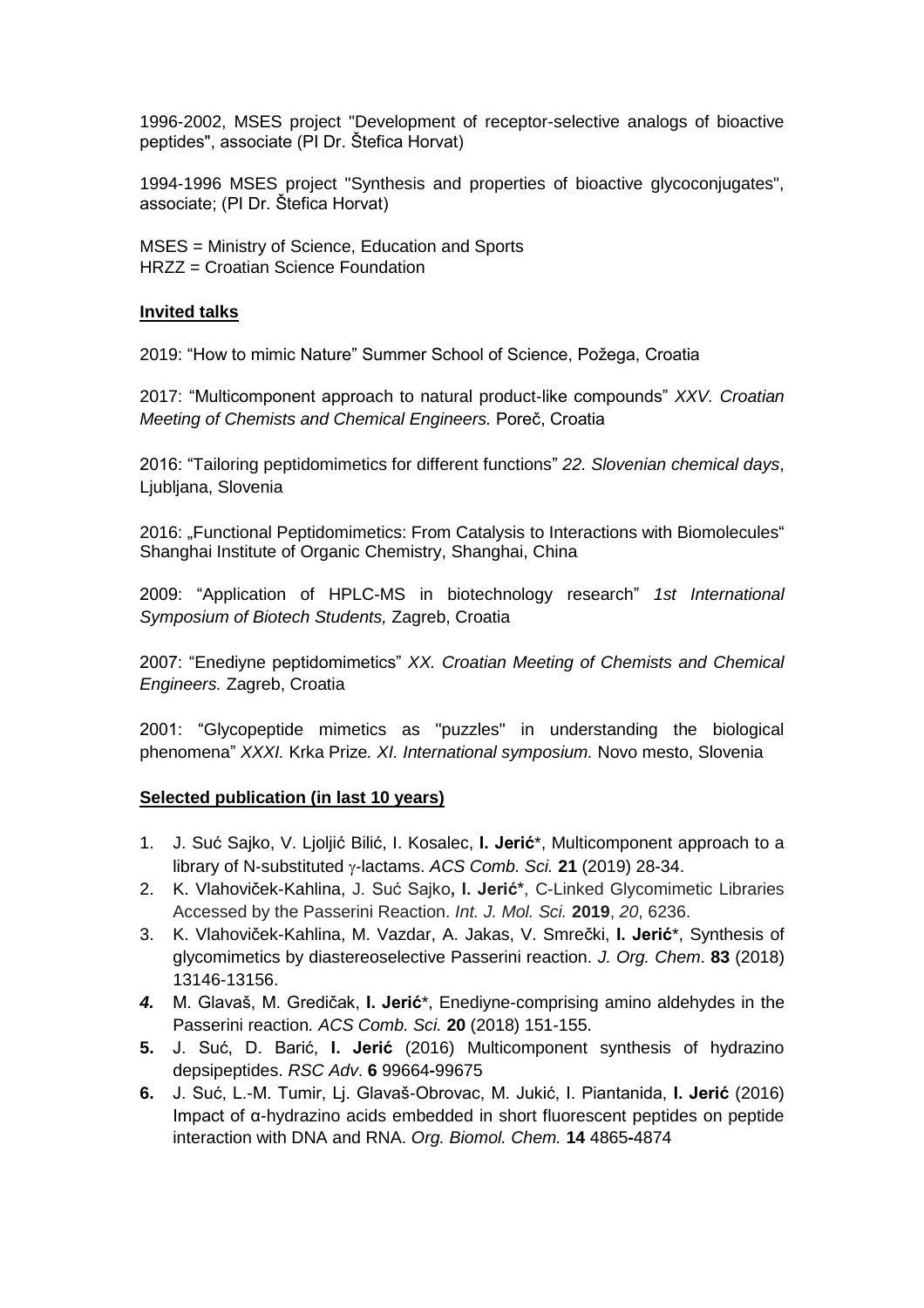1996-2002, MSES project "Development of receptor-selective analogs of bioactive peptides", associate (PI Dr. Štefica Horvat)

1994-1996 MSES project "Synthesis and properties of bioactive glycoconjugates", associate; (PI Dr. Štefica Horvat)

MSES = Ministry of Science, Education and Sports
HRZZ = Croatian Science Foundation

## Invited talks

2019: "How to mimic Nature" Summer School of Science, Požega, Croatia

2017: "Multicomponent approach to natural product-like compounds" *XXV. Croatian Meeting of Chemists and Chemical Engineers.* Poreč, Croatia

2016: "Tailoring peptidomimetics for different functions" *22. Slovenian chemical days*, Ljubljana, Slovenia

2016: „Functional Peptidomimetics: From Catalysis to Interactions with Biomolecules" Shanghai Institute of Organic Chemistry, Shanghai, China

2009: "Application of HPLC-MS in biotechnology research" *1st International Symposium of Biotech Students,* Zagreb, Croatia

2007: "Enediyne peptidomimetics" *XX. Croatian Meeting of Chemists and Chemical Engineers.* Zagreb, Croatia

2001: "Glycopeptide mimetics as "puzzles" in understanding the biological phenomena" *XXXI.* Krka Prize*. XI. International symposium.* Novo mesto, Slovenia

## Selected publication (in last 10 years)

1. J. Suć Sajko, V. Ljoljić Bilić, I. Kosalec, **I. Jerić***, Multicomponent approach to a library of N-substituted $\gamma$-lactams. *ACS Comb. Sci.* **21** (2019) 28-34.
2. K. Vlahoviček-Kahlina, J. Suć Sajko**, I. Jerić***, C-Linked Glycomimetic Libraries Accessed by the Passerini Reaction. *Int. J. Mol. Sci.* **2019**, *20*, 6236.
3. K. Vlahoviček-Kahlina, M. Vazdar, A. Jakas, V. Smrečki, **I. Jerić***, Synthesis of glycomimetics by diastereoselective Passerini reaction. *J. Org. Chem*. **83** (2018) 13146-13156.
4. M. Glavaš, M. Gredičak, **I. Jerić***, Enediyne-comprising amino aldehydes in the Passerini reaction*. ACS Comb. Sci.* **20** (2018) 151-155.
5. J. Suć, D. Barić, **I. Jerić** (2016) Multicomponent synthesis of hydrazino depsipeptides. *RSC Adv*. **6** 99664-99675
6. J. Suć, L.-M. Tumir, Lj. Glavaš-Obrovac, M. Jukić, I. Piantanida, **I. Jerić** (2016) Impact of α-hydrazino acids embedded in short fluorescent peptides on peptide interaction with DNA and RNA. *Org. Biomol. Chem.* **14** 4865-4874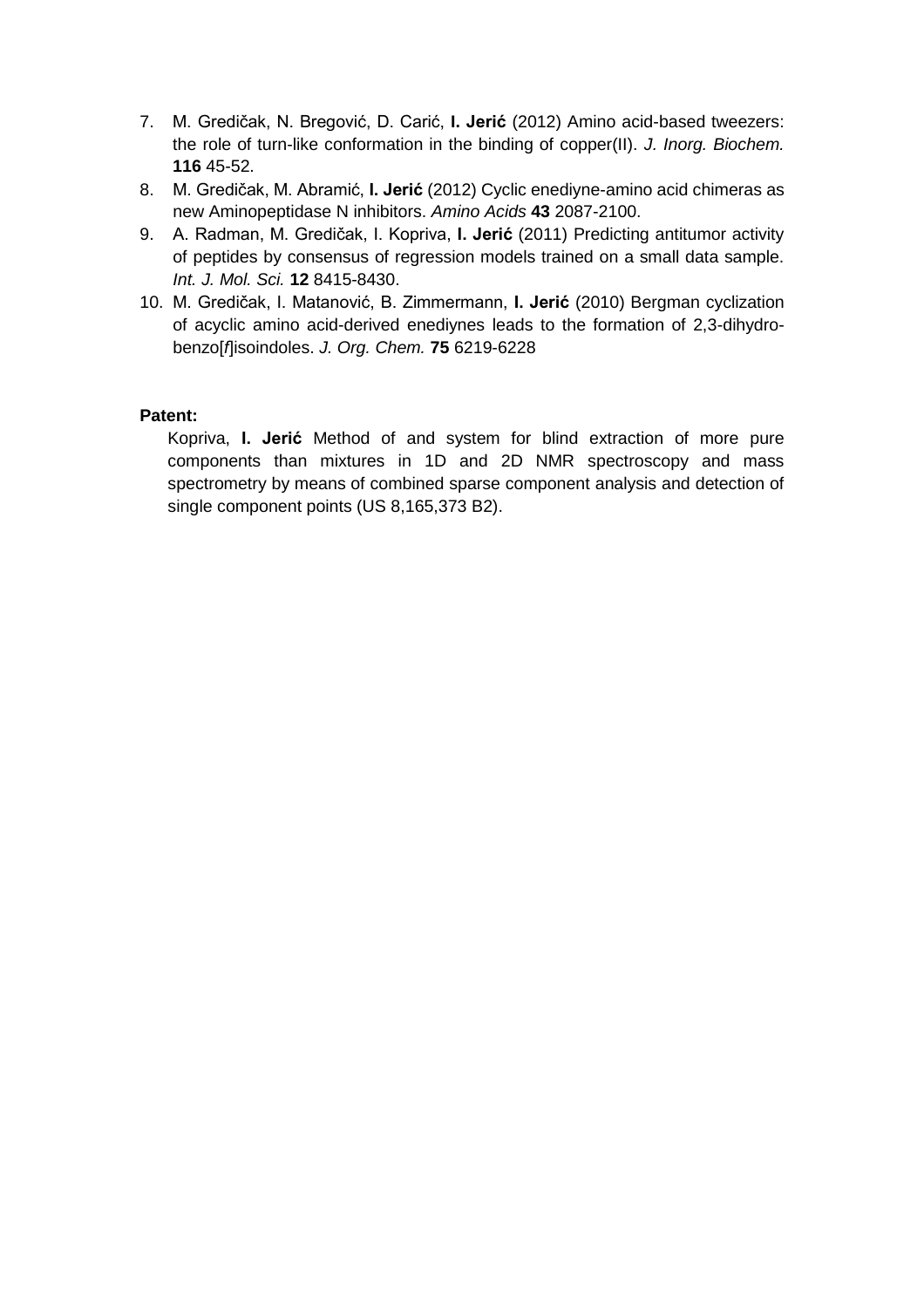7. M. Grediĉak, N. Bregović, D. Carić, **I. Jerić** (2012) Amino acid-based tweezers: the role of turn-like conformation in the binding of copper(II). *J. Inorg. Biochem.* **116** 45-52.
8. M. Grediĉak, M. Abramić, **I. Jerić** (2012) Cyclic enediyne-amino acid chimeras as new Aminopeptidase N inhibitors. *Amino Acids* **43** 2087-2100.
9. A. Radman, M. Grediĉak, I. Kopriva, **I. Jerić** (2011) Predicting antitumor activity of peptides by consensus of regression models trained on a small data sample. *Int. J. Mol. Sci.* **12** 8415-8430.
10. M. Grediĉak, I. Matanović, B. Zimmermann, **I. Jerić** (2010) Bergman cyclization of acyclic amino acid-derived enediynes leads to the formation of 2,3-dihydrobenzo[*f*]isoindoles. *J. Org. Chem.* **75** 6219-6228

**Patent:**

Kopriva, **I. Jerić** Method of and system for blind extraction of more pure components than mixtures in 1D and 2D NMR spectroscopy and mass spectrometry by means of combined sparse component analysis and detection of single component points (US 8,165,373 B2).